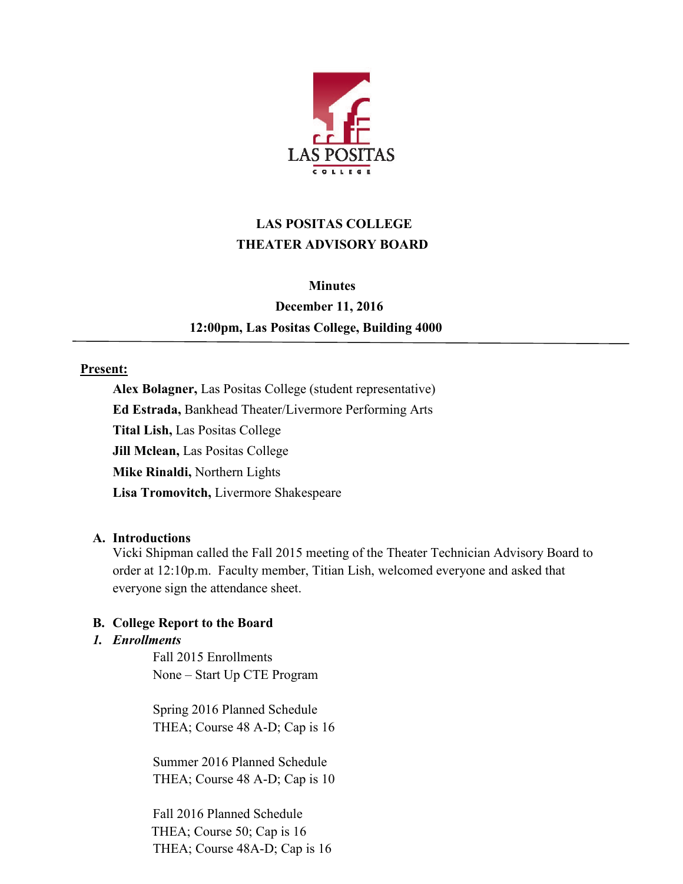# LAS POSITAS COLLEGE
# THEATER ADVISORY BOARD

**Minutes**
**December 11, 2016**
**12:00pm, Las Positas College, Building 4000**

---

**Present:**

- **Alex Bolagner,** Las Positas College (student representative)
- **Ed Estrada,** Bankhead Theater/Livermore Performing Arts
- **Tital Lish,** Las Positas College
- **Jill Mclean,** Las Positas College
- **Mike Rinaldi,** Northern Lights
- **Lisa Tromovitch,** Livermore Shakespeare

## A. Introductions

Vicki Shipman called the Fall 2015 meeting of the Theater Technician Advisory Board to order at 12:10p.m. Faculty member, Titian Lish, welcomed everyone and asked that everyone sign the attendance sheet.

## B. College Report to the Board

### *1. Enrollments*

Fall 2015 Enrollments
None – Start Up CTE Program

Spring 2016 Planned Schedule
THEA; Course 48 A-D; Cap is 16

Summer 2016 Planned Schedule
THEA; Course 48 A-D; Cap is 10

Fall 2016 Planned Schedule
THEA; Course 50; Cap is 16
THEA; Course 48A-D; Cap is 16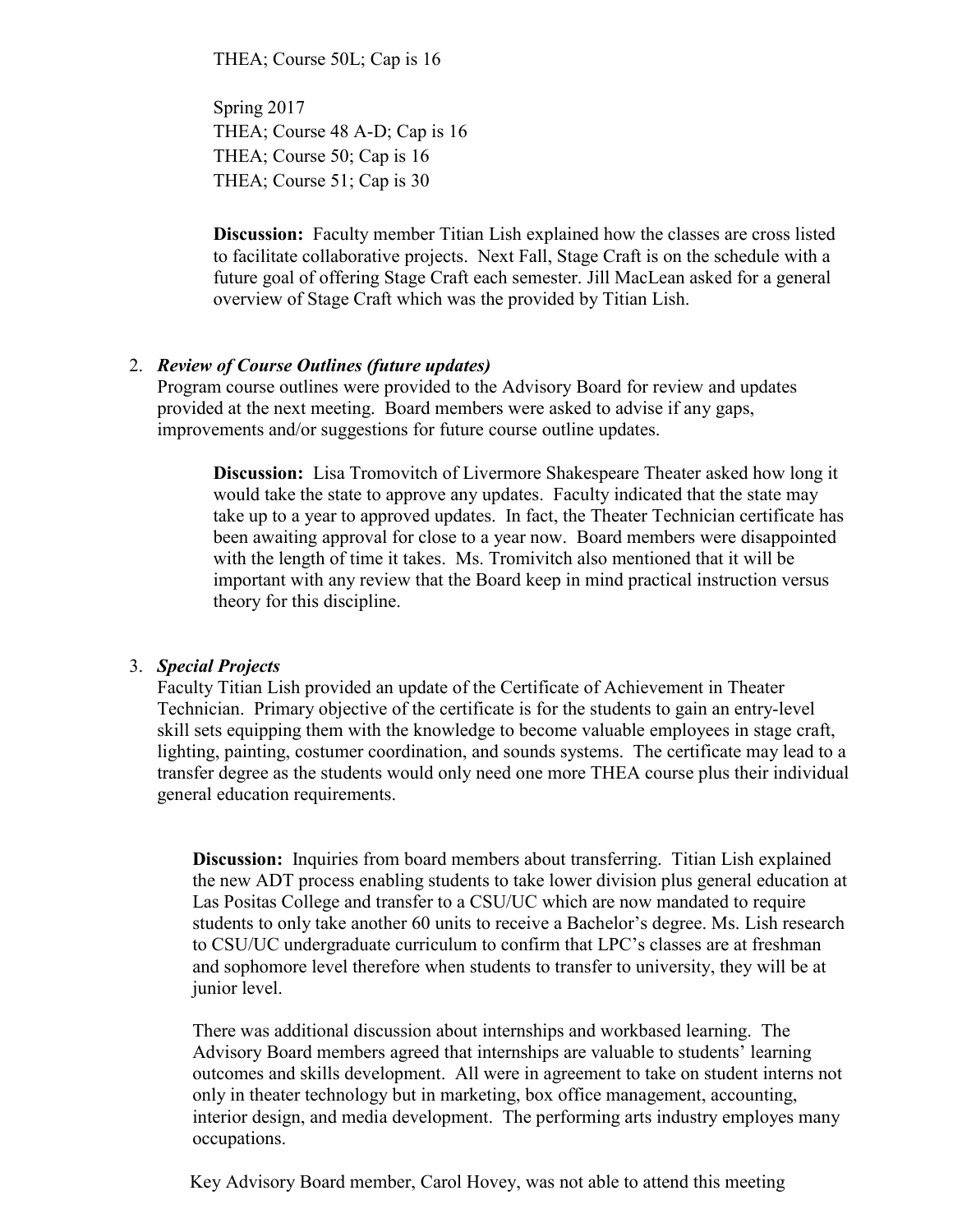THEA; Course 50L; Cap is 16

Spring 2017
THEA; Course 48 A-D; Cap is 16
THEA; Course 50; Cap is 16
THEA; Course 51; Cap is 30

**Discussion:** Faculty member Titian Lish explained how the classes are cross listed to facilitate collaborative projects. Next Fall, Stage Craft is on the schedule with a future goal of offering Stage Craft each semester. Jill MacLean asked for a general overview of Stage Craft which was the provided by Titian Lish.

2. ***Review of Course Outlines (future updates)***
   Program course outlines were provided to the Advisory Board for review and updates provided at the next meeting. Board members were asked to advise if any gaps, improvements and/or suggestions for future course outline updates.

   **Discussion:** Lisa Tromovitch of Livermore Shakespeare Theater asked how long it would take the state to approve any updates. Faculty indicated that the state may take up to a year to approved updates. In fact, the Theater Technician certificate has been awaiting approval for close to a year now. Board members were disappointed with the length of time it takes. Ms. Tromivitch also mentioned that it will be important with any review that the Board keep in mind practical instruction versus theory for this discipline.

3. ***Special Projects***
   Faculty Titian Lish provided an update of the Certificate of Achievement in Theater Technician. Primary objective of the certificate is for the students to gain an entry-level skill sets equipping them with the knowledge to become valuable employees in stage craft, lighting, painting, costumer coordination, and sounds systems. The certificate may lead to a transfer degree as the students would only need one more THEA course plus their individual general education requirements.

   **Discussion:** Inquiries from board members about transferring. Titian Lish explained the new ADT process enabling students to take lower division plus general education at Las Positas College and transfer to a CSU/UC which are now mandated to require students to only take another 60 units to receive a Bachelor's degree. Ms. Lish research to CSU/UC undergraduate curriculum to confirm that LPC's classes are at freshman and sophomore level therefore when students to transfer to university, they will be at junior level.

   There was additional discussion about internships and workbased learning. The Advisory Board members agreed that internships are valuable to students' learning outcomes and skills development. All were in agreement to take on student interns not only in theater technology but in marketing, box office management, accounting, interior design, and media development. The performing arts industry employes many occupations.

Key Advisory Board member, Carol Hovey, was not able to attend this meeting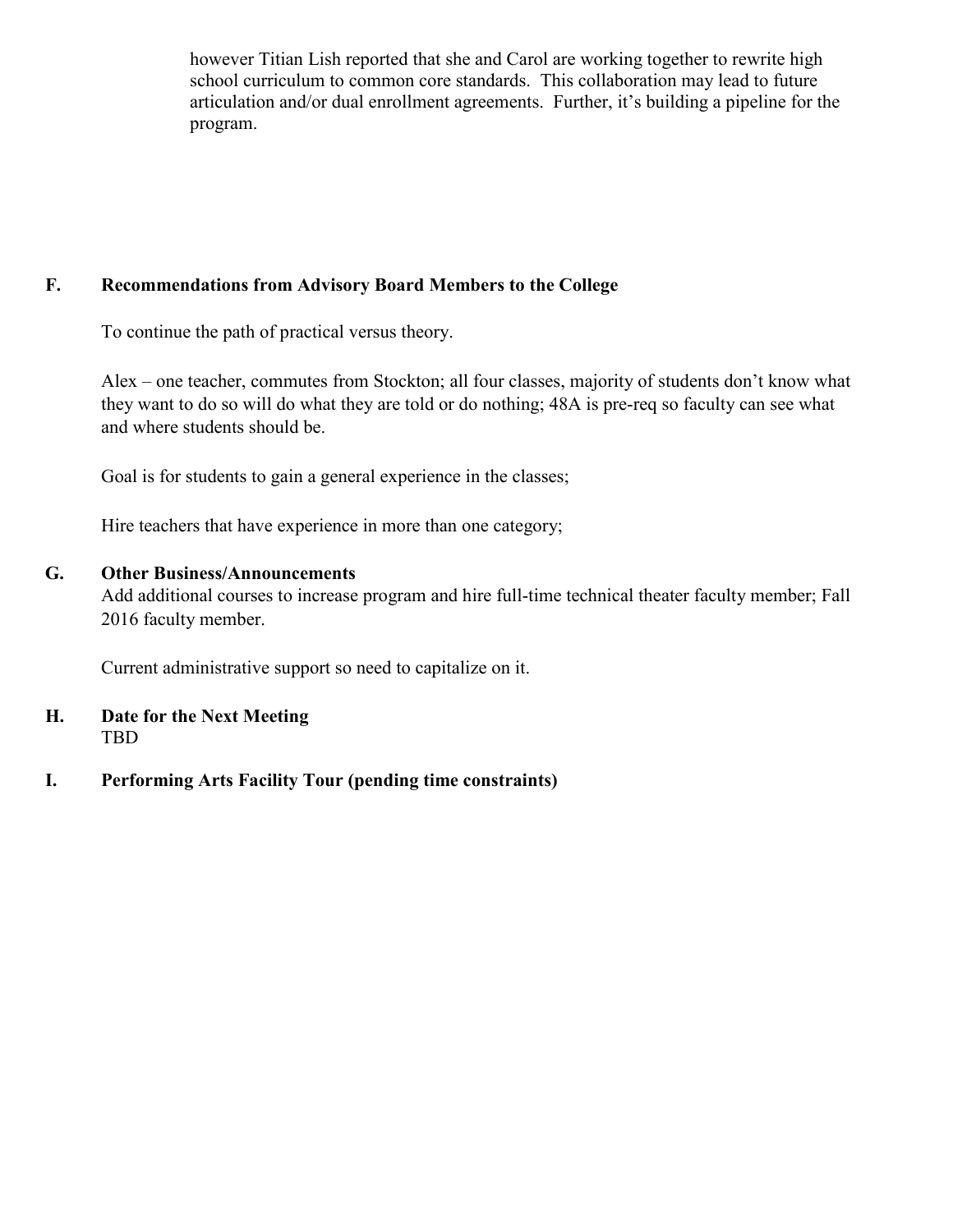however Titian Lish reported that she and Carol are working together to rewrite high school curriculum to common core standards. This collaboration may lead to future articulation and/or dual enrollment agreements. Further, it's building a pipeline for the program.

**F. Recommendations from Advisory Board Members to the College**

To continue the path of practical versus theory.

Alex – one teacher, commutes from Stockton; all four classes, majority of students don't know what they want to do so will do what they are told or do nothing; 48A is pre-req so faculty can see what and where students should be.

Goal is for students to gain a general experience in the classes;

Hire teachers that have experience in more than one category;

**G. Other Business/Announcements**

Add additional courses to increase program and hire full-time technical theater faculty member; Fall 2016 faculty member.

Current administrative support so need to capitalize on it.

**H. Date for the Next Meeting**

TBD

**I. Performing Arts Facility Tour (pending time constraints)**